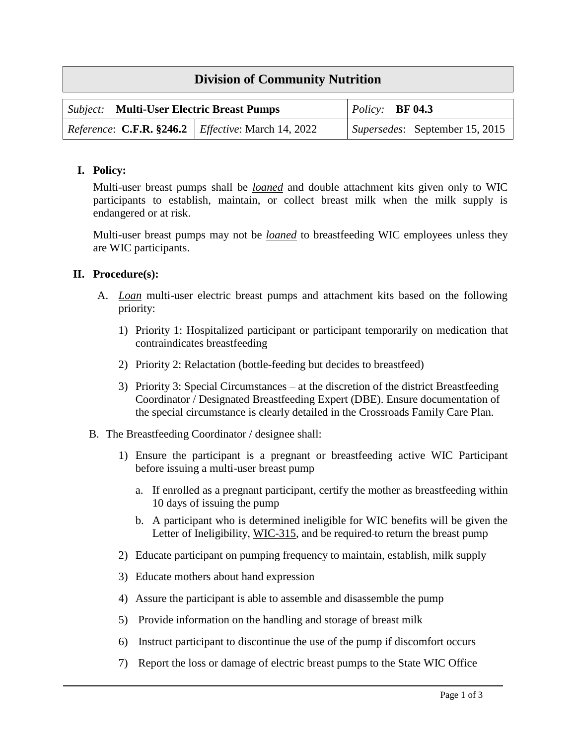# Division of Community Nutrition

| *Subject:* **Multi-User Electric Breast Pumps** | | *Policy:* **BF 04.3** |
| --- | --- | --- |
| *Reference*: **C.F.R. §246.2** | *Effective*: March 14, 2022 | *Supersedes*: September 15, 2015 |

## I. Policy:

Multi-user breast pumps shall be ***loaned*** and double attachment kits given only to WIC participants to establish, maintain, or collect breast milk when the milk supply is endangered or at risk.

Multi-user breast pumps may not be ***loaned*** to breastfeeding WIC employees unless they are WIC participants.

## II. Procedure(s):

A. ***Loan*** multi-user electric breast pumps and attachment kits based on the following priority:

1) Priority 1: Hospitalized participant or participant temporarily on medication that contraindicates breastfeeding

2) Priority 2: Relactation (bottle-feeding but decides to breastfeed)

3) Priority 3: Special Circumstances – at the discretion of the district Breastfeeding Coordinator / Designated Breastfeeding Expert (DBE). Ensure documentation of the special circumstance is clearly detailed in the Crossroads Family Care Plan.

B. The Breastfeeding Coordinator / designee shall:

1) Ensure the participant is a pregnant or breastfeeding active WIC Participant before issuing a multi-user breast pump

   a. If enrolled as a pregnant participant, certify the mother as breastfeeding within 10 days of issuing the pump

   b. A participant who is determined ineligible for WIC benefits will be given the Letter of Ineligibility, WIC-315, and be required to return the breast pump

2) Educate participant on pumping frequency to maintain, establish, milk supply

3) Educate mothers about hand expression

4) Assure the participant is able to assemble and disassemble the pump

5) Provide information on the handling and storage of breast milk

6) Instruct participant to discontinue the use of the pump if discomfort occurs

7) Report the loss or damage of electric breast pumps to the State WIC Office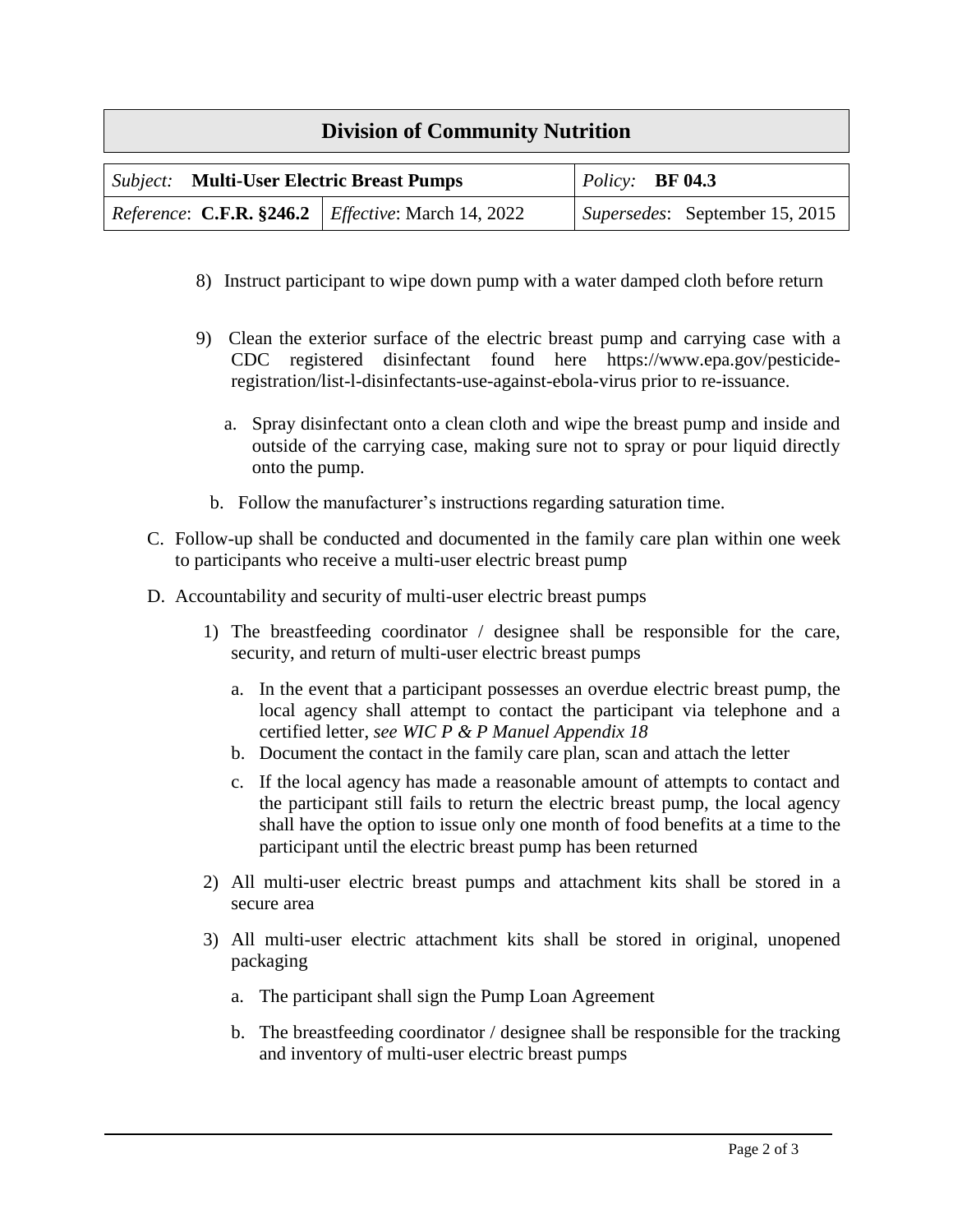| Division of Community Nutrition | | |
|---|---|---|
| *Subject:* **Multi-User Electric Breast Pumps** | | *Policy:* **BF 04.3** |
| *Reference*: **C.F.R. §246.2** | *Effective*: March 14, 2022 | *Supersedes*: September 15, 2015 |

8) Instruct participant to wipe down pump with a water damped cloth before return

9) Clean the exterior surface of the electric breast pump and carrying case with a CDC registered disinfectant found here https://www.epa.gov/pesticide-registration/list-l-disinfectants-use-against-ebola-virus prior to re-issuance.

   a. Spray disinfectant onto a clean cloth and wipe the breast pump and inside and outside of the carrying case, making sure not to spray or pour liquid directly onto the pump.

   b. Follow the manufacturer's instructions regarding saturation time.

C. Follow-up shall be conducted and documented in the family care plan within one week to participants who receive a multi-user electric breast pump

D. Accountability and security of multi-user electric breast pumps

1) The breastfeeding coordinator / designee shall be responsible for the care, security, and return of multi-user electric breast pumps

   a. In the event that a participant possesses an overdue electric breast pump, the local agency shall attempt to contact the participant via telephone and a certified letter, *see WIC P & P Manuel Appendix 18*

   b. Document the contact in the family care plan, scan and attach the letter

   c. If the local agency has made a reasonable amount of attempts to contact and the participant still fails to return the electric breast pump, the local agency shall have the option to issue only one month of food benefits at a time to the participant until the electric breast pump has been returned

2) All multi-user electric breast pumps and attachment kits shall be stored in a secure area

3) All multi-user electric attachment kits shall be stored in original, unopened packaging

   a. The participant shall sign the Pump Loan Agreement

   b. The breastfeeding coordinator / designee shall be responsible for the tracking and inventory of multi-user electric breast pumps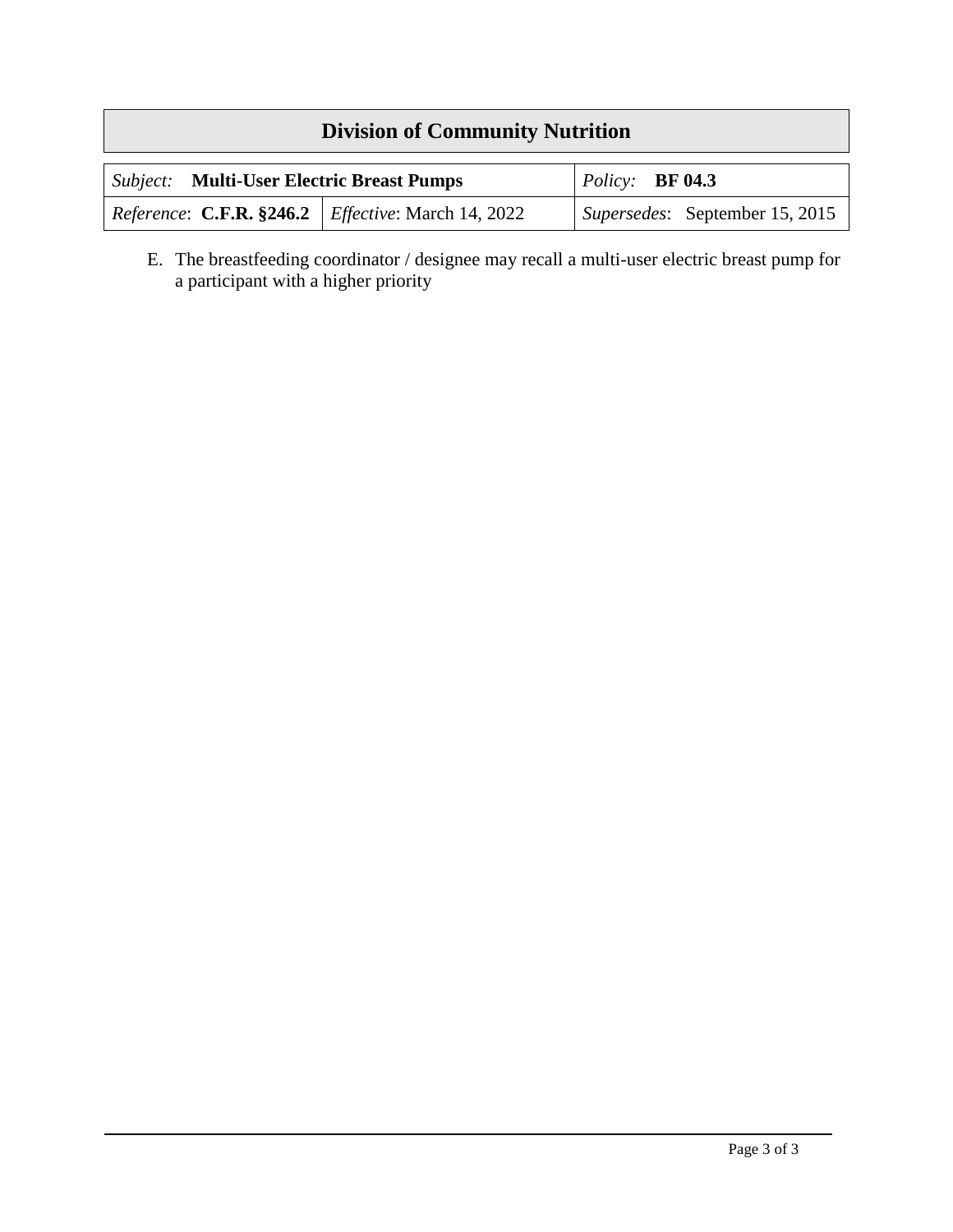E. The breastfeeding coordinator / designee may recall a multi-user electric breast pump for a participant with a higher priority